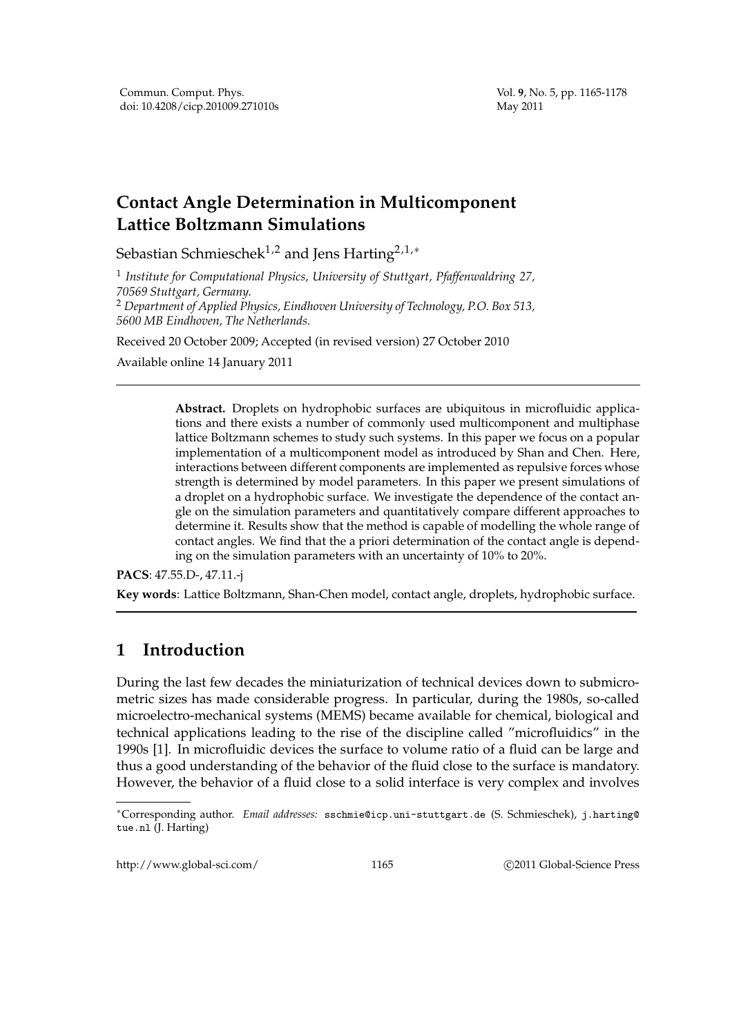# Contact Angle Determination in Multicomponent Lattice Boltzmann Simulations

Sebastian Schmieschek[1,2] and Jens Harting[2,1,*]

[1] *Institute for Computational Physics, University of Stuttgart, Pfaffenwaldring 27, 70569 Stuttgart, Germany.*
[2] *Department of Applied Physics, Eindhoven University of Technology, P.O. Box 513, 5600 MB Eindhoven, The Netherlands.*

Received 20 October 2009; Accepted (in revised version) 27 October 2010

Available online 14 January 2011

---

**Abstract.** Droplets on hydrophobic surfaces are ubiquitous in microfluidic applications and there exists a number of commonly used multicomponent and multiphase lattice Boltzmann schemes to study such systems. In this paper we focus on a popular implementation of a multicomponent model as introduced by Shan and Chen. Here, interactions between different components are implemented as repulsive forces whose strength is determined by model parameters. In this paper we present simulations of a droplet on a hydrophobic surface. We investigate the dependence of the contact angle on the simulation parameters and quantitatively compare different approaches to determine it. Results show that the method is capable of modelling the whole range of contact angles. We find that the a priori determination of the contact angle is depending on the simulation parameters with an uncertainty of 10% to 20%.

**PACS**: 47.55.D-, 47.11.-j

**Key words**: Lattice Boltzmann, Shan-Chen model, contact angle, droplets, hydrophobic surface.

---

## 1 Introduction

During the last few decades the miniaturization of technical devices down to submicrometric sizes has made considerable progress. In particular, during the 1980s, so-called microelectro-mechanical systems (MEMS) became available for chemical, biological and technical applications leading to the rise of the discipline called "microfluidics" in the 1990s [1]. In microfluidic devices the surface to volume ratio of a fluid can be large and thus a good understanding of the behavior of the fluid close to the surface is mandatory. However, the behavior of a fluid close to a solid interface is very complex and involves

---

*Corresponding author. *Email addresses:* sschmie@icp.uni-stuttgart.de (S. Schmieschek), j.harting@tue.nl (J. Harting)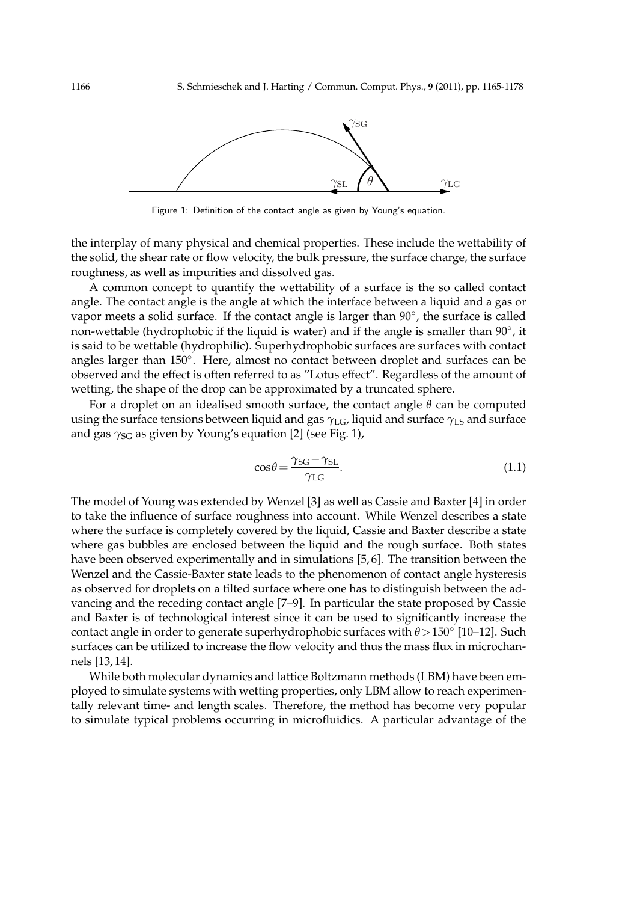Figure 1: Definition of the contact angle as given by Young's equation.

the interplay of many physical and chemical properties. These include the wettability of the solid, the shear rate or flow velocity, the bulk pressure, the surface charge, the surface roughness, as well as impurities and dissolved gas.

A common concept to quantify the wettability of a surface is the so called contact angle. The contact angle is the angle at which the interface between a liquid and a gas or vapor meets a solid surface. If the contact angle is larger than 90°, the surface is called non-wettable (hydrophobic if the liquid is water) and if the angle is smaller than 90°, it is said to be wettable (hydrophilic). Superhydrophobic surfaces are surfaces with contact angles larger than 150°. Here, almost no contact between droplet and surfaces can be observed and the effect is often referred to as "Lotus effect". Regardless of the amount of wetting, the shape of the drop can be approximated by a truncated sphere.

For a droplet on an idealised smooth surface, the contact angle $\theta$ can be computed using the surface tensions between liquid and gas $\gamma_{\mathrm{LG}}$, liquid and surface $\gamma_{\mathrm{LS}}$ and surface and gas $\gamma_{\mathrm{SG}}$ as given by Young's equation [2] (see Fig. 1),

$$\cos\theta = \frac{\gamma_{\mathrm{SG}} - \gamma_{\mathrm{SL}}}{\gamma_{\mathrm{LG}}}. \tag{1.1}$$

The model of Young was extended by Wenzel [3] as well as Cassie and Baxter [4] in order to take the influence of surface roughness into account. While Wenzel describes a state where the surface is completely covered by the liquid, Cassie and Baxter describe a state where gas bubbles are enclosed between the liquid and the rough surface. Both states have been observed experimentally and in simulations [5,6]. The transition between the Wenzel and the Cassie-Baxter state leads to the phenomenon of contact angle hysteresis as observed for droplets on a tilted surface where one has to distinguish between the advancing and the receding contact angle [7–9]. In particular the state proposed by Cassie and Baxter is of technological interest since it can be used to significantly increase the contact angle in order to generate superhydrophobic surfaces with $\theta > 150°$ [10–12]. Such surfaces can be utilized to increase the flow velocity and thus the mass flux in microchannels [13,14].

While both molecular dynamics and lattice Boltzmann methods (LBM) have been employed to simulate systems with wetting properties, only LBM allow to reach experimentally relevant time- and length scales. Therefore, the method has become very popular to simulate typical problems occurring in microfluidics. A particular advantage of the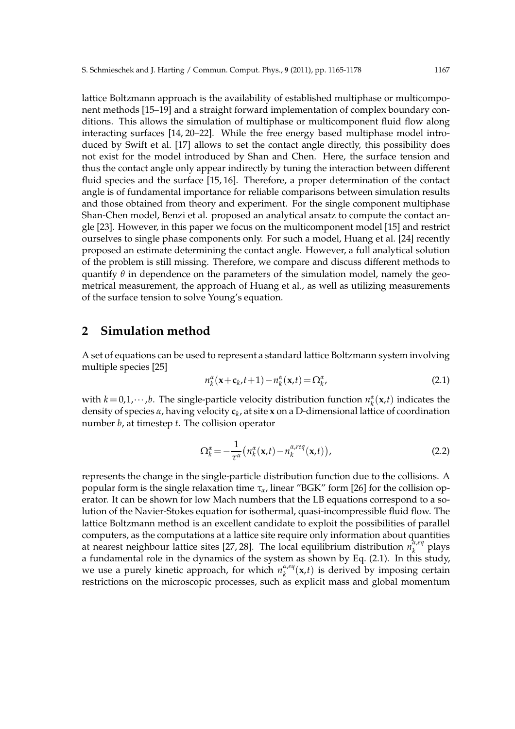lattice Boltzmann approach is the availability of established multiphase or multicomponent methods [15–19] and a straight forward implementation of complex boundary conditions. This allows the simulation of multiphase or multicomponent fluid flow along interacting surfaces [14, 20–22]. While the free energy based multiphase model introduced by Swift et al. [17] allows to set the contact angle directly, this possibility does not exist for the model introduced by Shan and Chen. Here, the surface tension and thus the contact angle only appear indirectly by tuning the interaction between different fluid species and the surface [15, 16]. Therefore, a proper determination of the contact angle is of fundamental importance for reliable comparisons between simulation results and those obtained from theory and experiment. For the single component multiphase Shan-Chen model, Benzi et al. proposed an analytical ansatz to compute the contact angle [23]. However, in this paper we focus on the multicomponent model [15] and restrict ourselves to single phase components only. For such a model, Huang et al. [24] recently proposed an estimate determining the contact angle. However, a full analytical solution of the problem is still missing. Therefore, we compare and discuss different methods to quantify $\theta$ in dependence on the parameters of the simulation model, namely the geometrical measurement, the approach of Huang et al., as well as utilizing measurements of the surface tension to solve Young's equation.

## 2 Simulation method

A set of equations can be used to represent a standard lattice Boltzmann system involving multiple species [25]

$$n_k^\alpha(\mathbf{x}+\mathbf{c}_k,t+1)-n_k^\alpha(\mathbf{x},t)=\Omega_k^\alpha, \tag{2.1}$$

with $k=0,1,\cdots,b$. The single-particle velocity distribution function $n_k^\alpha(\mathbf{x},t)$ indicates the density of species $\alpha$, having velocity $\mathbf{c}_k$, at site $\mathbf{x}$ on a D-dimensional lattice of coordination number $b$, at timestep $t$. The collision operator

$$\Omega_k^\alpha=-\frac{1}{\tau^\alpha}\left(n_k^\alpha(\mathbf{x},t)-n_k^{\alpha,req}(\mathbf{x},t)\right), \tag{2.2}$$

represents the change in the single-particle distribution function due to the collisions. A popular form is the single relaxation time $\tau_\alpha$, linear "BGK" form [26] for the collision operator. It can be shown for low Mach numbers that the LB equations correspond to a solution of the Navier-Stokes equation for isothermal, quasi-incompressible fluid flow. The lattice Boltzmann method is an excellent candidate to exploit the possibilities of parallel computers, as the computations at a lattice site require only information about quantities at nearest neighbour lattice sites [27, 28]. The local equilibrium distribution $n_k^{\alpha,eq}$ plays a fundamental role in the dynamics of the system as shown by Eq. (2.1). In this study, we use a purely kinetic approach, for which $n_k^{\alpha,eq}(\mathbf{x},t)$ is derived by imposing certain restrictions on the microscopic processes, such as explicit mass and global momentum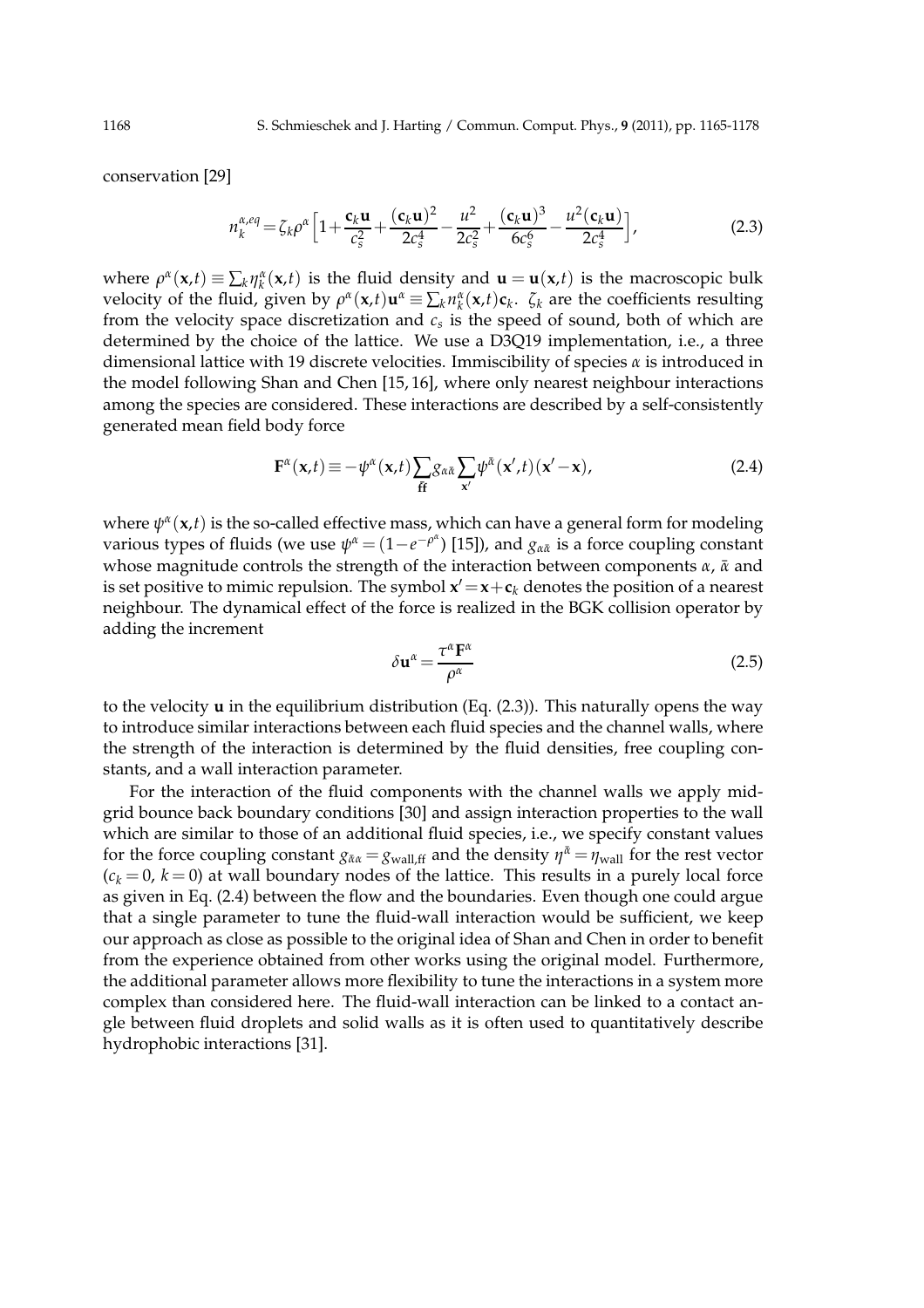conservation [29]

$$n_k^{\alpha,eq} = \zeta_k \rho^\alpha \Big[ 1 + \frac{\mathbf{c}_k \mathbf{u}}{c_s^2} + \frac{(\mathbf{c}_k \mathbf{u})^2}{2c_s^4} - \frac{u^2}{2c_s^2} + \frac{(\mathbf{c}_k \mathbf{u})^3}{6c_s^6} - \frac{u^2(\mathbf{c}_k \mathbf{u})}{2c_s^4} \Big], \tag{2.3}$$

where $\rho^\alpha(\mathbf{x},t) \equiv \sum_k \eta_k^\alpha(\mathbf{x},t)$ is the fluid density and $\mathbf{u} = \mathbf{u}(\mathbf{x},t)$ is the macroscopic bulk velocity of the fluid, given by $\rho^\alpha(\mathbf{x},t)\mathbf{u}^\alpha \equiv \sum_k n_k^\alpha(\mathbf{x},t)\mathbf{c}_k$. $\zeta_k$ are the coefficients resulting from the velocity space discretization and $c_s$ is the speed of sound, both of which are determined by the choice of the lattice. We use a D3Q19 implementation, i.e., a three dimensional lattice with 19 discrete velocities. Immiscibility of species $\alpha$ is introduced in the model following Shan and Chen [15, 16], where only nearest neighbour interactions among the species are considered. These interactions are described by a self-consistently generated mean field body force

$$\mathbf{F}^\alpha(\mathbf{x},t) \equiv -\psi^\alpha(\mathbf{x},t) \sum_{\bar{\text{ff}}} g_{\alpha\bar{\alpha}} \sum_{\mathbf{x}'} \psi^{\bar{\alpha}}(\mathbf{x}',t)(\mathbf{x}' - \mathbf{x}), \tag{2.4}$$

where $\psi^\alpha(\mathbf{x},t)$ is the so-called effective mass, which can have a general form for modeling various types of fluids (we use $\psi^\alpha = (1 - e^{-\rho^\alpha})$ [15]), and $g_{\alpha\bar{\alpha}}$ is a force coupling constant whose magnitude controls the strength of the interaction between components $\alpha$, $\bar{\alpha}$ and is set positive to mimic repulsion. The symbol $\mathbf{x}' = \mathbf{x} + \mathbf{c}_k$ denotes the position of a nearest neighbour. The dynamical effect of the force is realized in the BGK collision operator by adding the increment

$$\delta \mathbf{u}^\alpha = \frac{\tau^\alpha \mathbf{F}^\alpha}{\rho^\alpha} \tag{2.5}$$

to the velocity $\mathbf{u}$ in the equilibrium distribution (Eq. (2.3)). This naturally opens the way to introduce similar interactions between each fluid species and the channel walls, where the strength of the interaction is determined by the fluid densities, free coupling constants, and a wall interaction parameter.

For the interaction of the fluid components with the channel walls we apply mid-grid bounce back boundary conditions [30] and assign interaction properties to the wall which are similar to those of an additional fluid species, i.e., we specify constant values for the force coupling constant $g_{\bar{\alpha}\alpha} = g_{\text{wall,ff}}$ and the density $\eta^{\bar{\alpha}} = \eta_{\text{wall}}$ for the rest vector ($c_k = 0$, $k = 0$) at wall boundary nodes of the lattice. This results in a purely local force as given in Eq. (2.4) between the flow and the boundaries. Even though one could argue that a single parameter to tune the fluid-wall interaction would be sufficient, we keep our approach as close as possible to the original idea of Shan and Chen in order to benefit from the experience obtained from other works using the original model. Furthermore, the additional parameter allows more flexibility to tune the interactions in a system more complex than considered here. The fluid-wall interaction can be linked to a contact angle between fluid droplets and solid walls as it is often used to quantitatively describe hydrophobic interactions [31].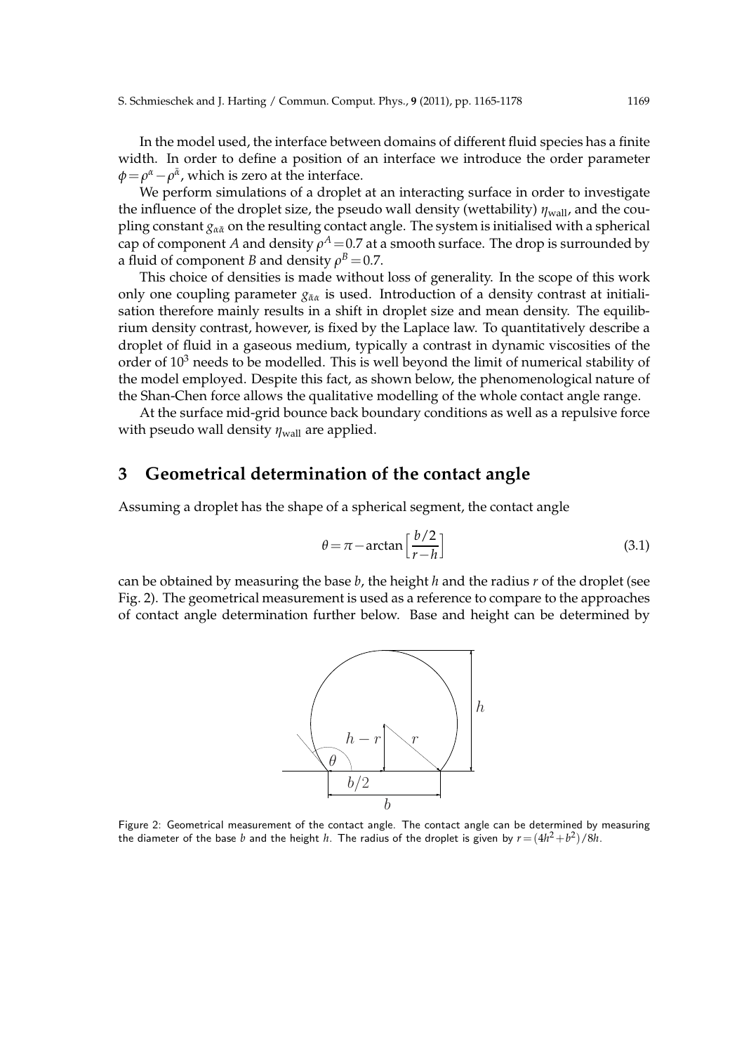In the model used, the interface between domains of different fluid species has a finite width. In order to define a position of an interface we introduce the order parameter $\phi = \rho^{\alpha} - \rho^{\bar{\alpha}}$, which is zero at the interface.

We perform simulations of a droplet at an interacting surface in order to investigate the influence of the droplet size, the pseudo wall density (wettability) $\eta_{\text{wall}}$, and the coupling constant $g_{\alpha\bar{\alpha}}$ on the resulting contact angle. The system is initialised with a spherical cap of component $A$ and density $\rho^A = 0.7$ at a smooth surface. The drop is surrounded by a fluid of component $B$ and density $\rho^B = 0.7$.

This choice of densities is made without loss of generality. In the scope of this work only one coupling parameter $g_{\bar{\alpha}\alpha}$ is used. Introduction of a density contrast at initialisation therefore mainly results in a shift in droplet size and mean density. The equilibrium density contrast, however, is fixed by the Laplace law. To quantitatively describe a droplet of fluid in a gaseous medium, typically a contrast in dynamic viscosities of the order of $10^3$ needs to be modelled. This is well beyond the limit of numerical stability of the model employed. Despite this fact, as shown below, the phenomenological nature of the Shan-Chen force allows the qualitative modelling of the whole contact angle range.

At the surface mid-grid bounce back boundary conditions as well as a repulsive force with pseudo wall density $\eta_{\text{wall}}$ are applied.

# 3 Geometrical determination of the contact angle

Assuming a droplet has the shape of a spherical segment, the contact angle

$$\theta = \pi - \arctan\left[\frac{b/2}{r-h}\right] \tag{3.1}$$

can be obtained by measuring the base $b$, the height $h$ and the radius $r$ of the droplet (see Fig. 2). The geometrical measurement is used as a reference to compare to the approaches of contact angle determination further below. Base and height can be determined by

Figure 2: Geometrical measurement of the contact angle. The contact angle can be determined by measuring the diameter of the base $b$ and the height $h$. The radius of the droplet is given by $r = (4h^2 + b^2)/8h$.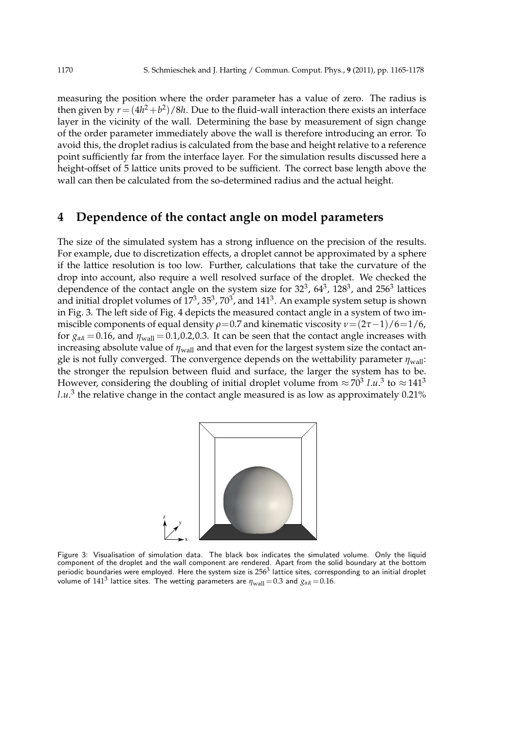measuring the position where the order parameter has a value of zero. The radius is then given by $r = (4h^2 + b^2)/8h$. Due to the fluid-wall interaction there exists an interface layer in the vicinity of the wall. Determining the base by measurement of sign change of the order parameter immediately above the wall is therefore introducing an error. To avoid this, the droplet radius is calculated from the base and height relative to a reference point sufficiently far from the interface layer. For the simulation results discussed here a height-offset of 5 lattice units proved to be sufficient. The correct base length above the wall can then be calculated from the so-determined radius and the actual height.

## 4 Dependence of the contact angle on model parameters

The size of the simulated system has a strong influence on the precision of the results. For example, due to discretization effects, a droplet cannot be approximated by a sphere if the lattice resolution is too low. Further, calculations that take the curvature of the drop into account, also require a well resolved surface of the droplet. We checked the dependence of the contact angle on the system size for $32^3$, $64^3$, $128^3$, and $256^3$ lattices and initial droplet volumes of $17^3$, $35^3$, $70^3$, and $141^3$. An example system setup is shown in Fig. 3. The left side of Fig. 4 depicts the measured contact angle in a system of two immiscible components of equal density $\rho = 0.7$ and kinematic viscosity $\nu = (2\tau - 1)/6 = 1/6$, for $g_{\alpha\bar{\alpha}} = 0.16$, and $\eta_{\text{wall}} = 0.1, 0.2, 0.3$. It can be seen that the contact angle increases with increasing absolute value of $\eta_{\text{wall}}$ and that even for the largest system size the contact angle is not fully converged. The convergence depends on the wettability parameter $\eta_{\text{wall}}$: the stronger the repulsion between fluid and surface, the larger the system has to be. However, considering the doubling of initial droplet volume from $\approx 70^3$ $l.u.^3$ to $\approx 141^3$ $l.u.^3$ the relative change in the contact angle measured is as low as approximately 0.21%

Figure 3: Visualisation of simulation data. The black box indicates the simulated volume. Only the liquid component of the droplet and the wall component are rendered. Apart from the solid boundary at the bottom periodic boundaries were employed. Here the system size is $256^3$ lattice sites, corresponding to an initial droplet volume of $141^3$ lattice sites. The wetting parameters are $\eta_{\text{wall}} = 0.3$ and $g_{\alpha\bar{\alpha}} = 0.16$.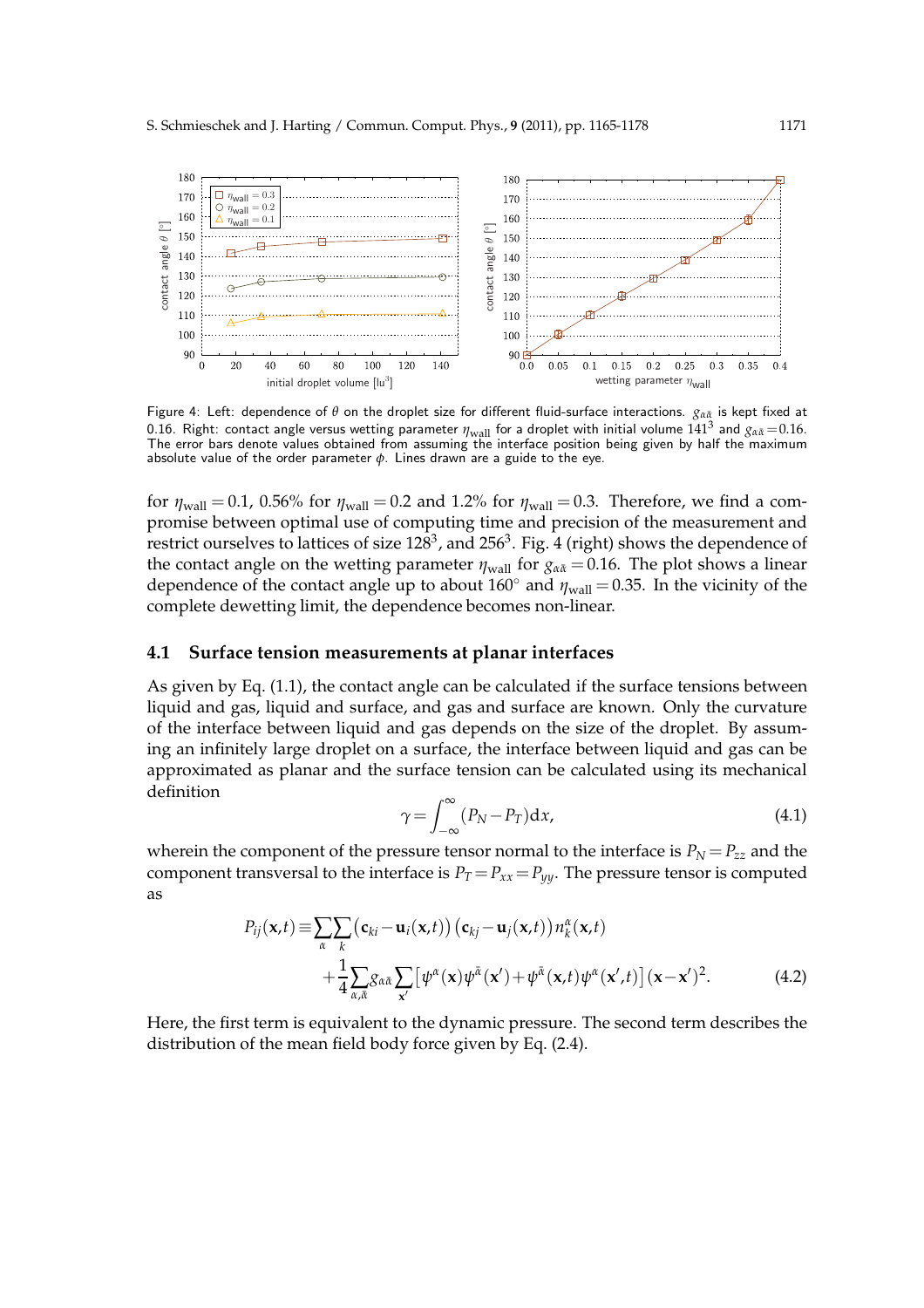Figure 4: Left: dependence of $\theta$ on the droplet size for different fluid-surface interactions. $g_{\alpha\bar{\alpha}}$ is kept fixed at 0.16. Right: contact angle versus wetting parameter $\eta_{\text{wall}}$ for a droplet with initial volume $141^3$ and $g_{\alpha\bar{\alpha}} = 0.16$. The error bars denote values obtained from assuming the interface position being given by half the maximum absolute value of the order parameter $\phi$. Lines drawn are a guide to the eye.

for $\eta_{\text{wall}} = 0.1$, 0.56% for $\eta_{\text{wall}} = 0.2$ and 1.2% for $\eta_{\text{wall}} = 0.3$. Therefore, we find a compromise between optimal use of computing time and precision of the measurement and restrict ourselves to lattices of size $128^3$, and $256^3$. Fig. 4 (right) shows the dependence of the contact angle on the wetting parameter $\eta_{\text{wall}}$ for $g_{\alpha\bar{\alpha}} = 0.16$. The plot shows a linear dependence of the contact angle up to about 160° and $\eta_{\text{wall}} = 0.35$. In the vicinity of the complete dewetting limit, the dependence becomes non-linear.

## 4.1 Surface tension measurements at planar interfaces

As given by Eq. (1.1), the contact angle can be calculated if the surface tensions between liquid and gas, liquid and surface, and gas and surface are known. Only the curvature of the interface between liquid and gas depends on the size of the droplet. By assuming an infinitely large droplet on a surface, the interface between liquid and gas can be approximated as planar and the surface tension can be calculated using its mechanical definition

$$\gamma = \int_{-\infty}^{\infty} (P_N - P_T) \mathrm{d}x, \tag{4.1}$$

wherein the component of the pressure tensor normal to the interface is $P_N = P_{zz}$ and the component transversal to the interface is $P_T = P_{xx} = P_{yy}$. The pressure tensor is computed as

$$\begin{aligned} P_{ij}(\mathbf{x},t) \equiv & \sum_{\alpha} \sum_{k} \left( \mathbf{c}_{ki} - \mathbf{u}_i(\mathbf{x},t) \right) \left( \mathbf{c}_{kj} - \mathbf{u}_j(\mathbf{x},t) \right) n_k^{\alpha}(\mathbf{x},t) \\ & + \frac{1}{4} \sum_{\alpha,\bar{\alpha}} g_{\alpha\bar{\alpha}} \sum_{\mathbf{x}'} \left[ \psi^{\alpha}(\mathbf{x}) \psi^{\bar{\alpha}}(\mathbf{x}') + \psi^{\bar{\alpha}}(\mathbf{x},t) \psi^{\alpha}(\mathbf{x}',t) \right] (\mathbf{x} - \mathbf{x}')^2. \end{aligned} \tag{4.2}$$

Here, the first term is equivalent to the dynamic pressure. The second term describes the distribution of the mean field body force given by Eq. (2.4).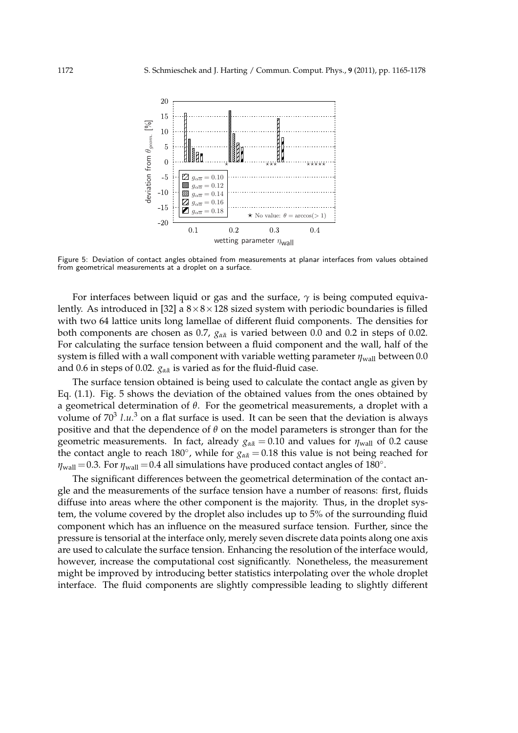Figure 5: Deviation of contact angles obtained from measurements at planar interfaces from values obtained from geometrical measurements at a droplet on a surface.

For interfaces between liquid or gas and the surface, $\gamma$ is being computed equivalently. As introduced in [32] a $8\times 8\times 128$ sized system with periodic boundaries is filled with two 64 lattice units long lamellae of different fluid components. The densities for both components are chosen as 0.7, $g_{\alpha\bar{\alpha}}$ is varied between 0.0 and 0.2 in steps of 0.02. For calculating the surface tension between a fluid component and the wall, half of the system is filled with a wall component with variable wetting parameter $\eta_{\text{wall}}$ between 0.0 and 0.6 in steps of 0.02. $g_{\alpha\bar{\alpha}}$ is varied as for the fluid-fluid case.

The surface tension obtained is being used to calculate the contact angle as given by Eq. (1.1). Fig. 5 shows the deviation of the obtained values from the ones obtained by a geometrical determination of $\theta$. For the geometrical measurements, a droplet with a volume of $70^3\ l.u.^3$ on a flat surface is used. It can be seen that the deviation is always positive and that the dependence of $\theta$ on the model parameters is stronger than for the geometric measurements. In fact, already $g_{\alpha\bar{\alpha}}=0.10$ and values for $\eta_{\text{wall}}$ of 0.2 cause the contact angle to reach $180^\circ$, while for $g_{\alpha\bar{\alpha}}=0.18$ this value is not being reached for $\eta_{\text{wall}}=0.3$. For $\eta_{\text{wall}}=0.4$ all simulations have produced contact angles of $180^\circ$.

The significant differences between the geometrical determination of the contact angle and the measurements of the surface tension have a number of reasons: first, fluids diffuse into areas where the other component is the majority. Thus, in the droplet system, the volume covered by the droplet also includes up to 5% of the surrounding fluid component which has an influence on the measured surface tension. Further, since the pressure is tensorial at the interface only, merely seven discrete data points along one axis are used to calculate the surface tension. Enhancing the resolution of the interface would, however, increase the computational cost significantly. Nonetheless, the measurement might be improved by introducing better statistics interpolating over the whole droplet interface. The fluid components are slightly compressible leading to slightly different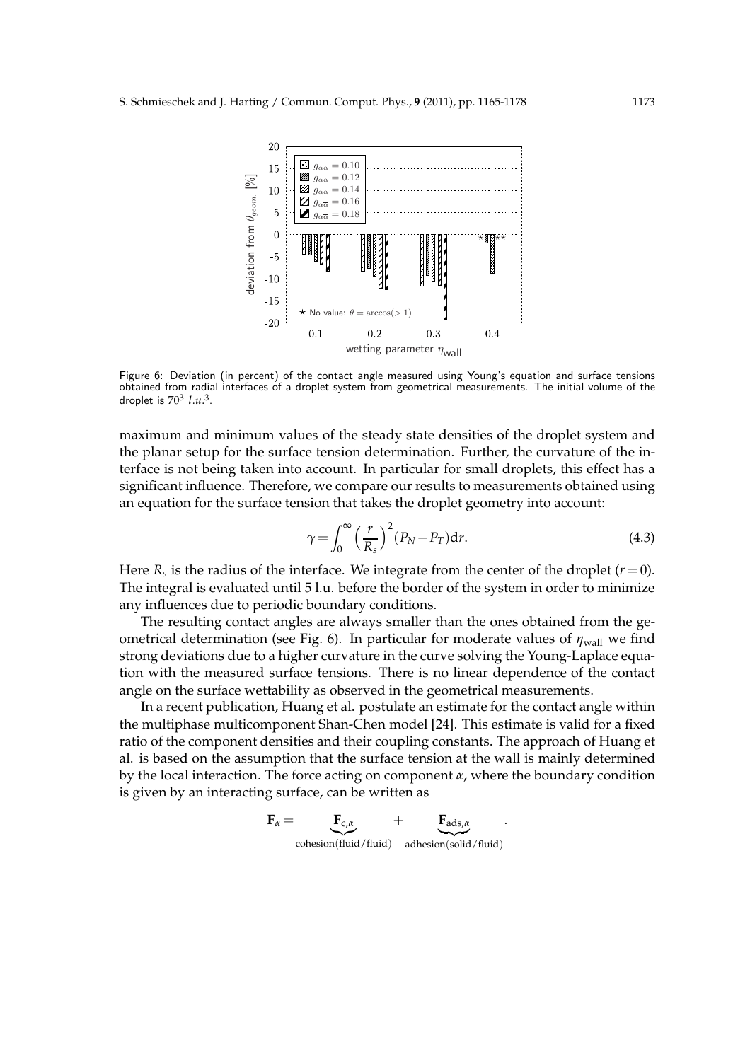Figure 6: Deviation (in percent) of the contact angle measured using Young's equation and surface tensions obtained from radial interfaces of a droplet system from geometrical measurements. The initial volume of the droplet is $70^3$ $l.u.^3$.

maximum and minimum values of the steady state densities of the droplet system and the planar setup for the surface tension determination. Further, the curvature of the interface is not being taken into account. In particular for small droplets, this effect has a significant influence. Therefore, we compare our results to measurements obtained using an equation for the surface tension that takes the droplet geometry into account:

$$\gamma = \int_0^\infty \left(\frac{r}{R_s}\right)^2 (P_N - P_T) \mathrm{d}r. \tag{4.3}$$

Here $R_s$ is the radius of the interface. We integrate from the center of the droplet ($r = 0$). The integral is evaluated until 5 l.u. before the border of the system in order to minimize any influences due to periodic boundary conditions.

The resulting contact angles are always smaller than the ones obtained from the geometrical determination (see Fig. 6). In particular for moderate values of $\eta_{\text{wall}}$ we find strong deviations due to a higher curvature in the curve solving the Young-Laplace equation with the measured surface tensions. There is no linear dependence of the contact angle on the surface wettability as observed in the geometrical measurements.

In a recent publication, Huang et al. postulate an estimate for the contact angle within the multiphase multicomponent Shan-Chen model [24]. This estimate is valid for a fixed ratio of the component densities and their coupling constants. The approach of Huang et al. is based on the assumption that the surface tension at the wall is mainly determined by the local interaction. The force acting on component $\alpha$, where the boundary condition is given by an interacting surface, can be written as

$$\mathbf{F}_\alpha = \underbrace{\mathbf{F}_{\text{c},\alpha}}_{\text{cohesion(fluid/fluid)}} + \underbrace{\mathbf{F}_{\text{ads},\alpha}}_{\text{adhesion(solid/fluid)}}.$$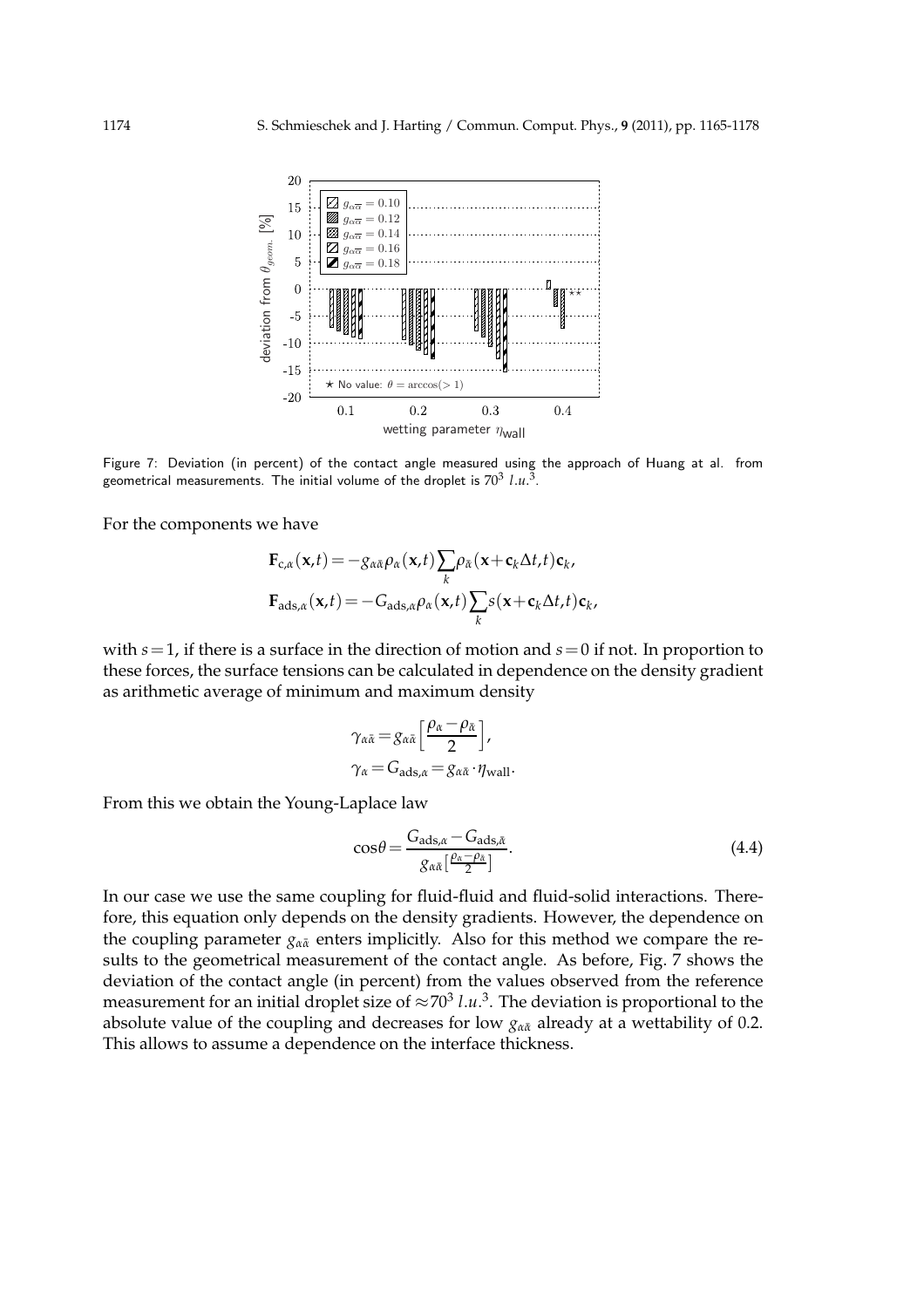Figure 7: Deviation (in percent) of the contact angle measured using the approach of Huang at al. from geometrical measurements. The initial volume of the droplet is $70^3$ $l.u.^3$.

For the components we have

$$\mathbf{F}_{c,\alpha}(\mathbf{x},t) = -g_{\alpha\bar{\alpha}}\rho_\alpha(\mathbf{x},t)\sum_k \rho_{\bar{\alpha}}(\mathbf{x}+\mathbf{c}_k\Delta t,t)\mathbf{c}_k,$$

$$\mathbf{F}_{\text{ads},\alpha}(\mathbf{x},t) = -G_{\text{ads},\alpha}\rho_\alpha(\mathbf{x},t)\sum_k s(\mathbf{x}+\mathbf{c}_k\Delta t,t)\mathbf{c}_k,$$

with $s=1$, if there is a surface in the direction of motion and $s=0$ if not. In proportion to these forces, the surface tensions can be calculated in dependence on the density gradient as arithmetic average of minimum and maximum density

$$\gamma_{\alpha\bar{\alpha}} = g_{\alpha\bar{\alpha}}\left[\frac{\rho_\alpha - \rho_{\bar{\alpha}}}{2}\right],$$

$$\gamma_\alpha = G_{\text{ads},\alpha} = g_{\alpha\bar{\alpha}}\cdot\eta_{\text{wall}}.$$

From this we obtain the Young-Laplace law

$$\cos\theta = \frac{G_{\text{ads},\alpha} - G_{\text{ads},\bar{\alpha}}}{g_{\alpha\bar{\alpha}}\left[\frac{\rho_\alpha - \rho_{\bar{\alpha}}}{2}\right]}. \tag{4.4}$$

In our case we use the same coupling for fluid-fluid and fluid-solid interactions. Therefore, this equation only depends on the density gradients. However, the dependence on the coupling parameter $g_{\alpha\bar{\alpha}}$ enters implicitly. Also for this method we compare the results to the geometrical measurement of the contact angle. As before, Fig. 7 shows the deviation of the contact angle (in percent) from the values observed from the reference measurement for an initial droplet size of $\approx 70^3$ $l.u.^3$. The deviation is proportional to the absolute value of the coupling and decreases for low $g_{\alpha\bar{\alpha}}$ already at a wettability of 0.2. This allows to assume a dependence on the interface thickness.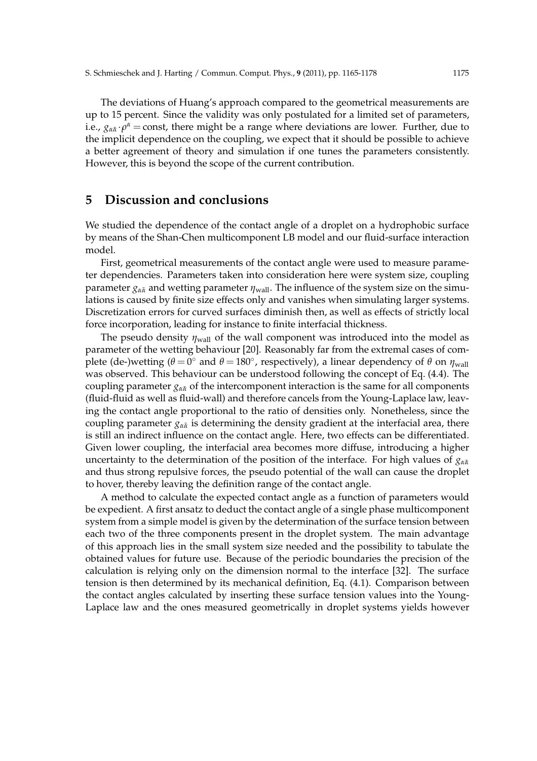The deviations of Huang's approach compared to the geometrical measurements are up to 15 percent. Since the validity was only postulated for a limited set of parameters, i.e., $g_{\alpha\bar{\alpha}} \cdot \rho^{\alpha} = \text{const}$, there might be a range where deviations are lower. Further, due to the implicit dependence on the coupling, we expect that it should be possible to achieve a better agreement of theory and simulation if one tunes the parameters consistently. However, this is beyond the scope of the current contribution.

## 5 Discussion and conclusions

We studied the dependence of the contact angle of a droplet on a hydrophobic surface by means of the Shan-Chen multicomponent LB model and our fluid-surface interaction model.

First, geometrical measurements of the contact angle were used to measure parameter dependencies. Parameters taken into consideration here were system size, coupling parameter $g_{\alpha\bar{\alpha}}$ and wetting parameter $\eta_{\text{wall}}$. The influence of the system size on the simulations is caused by finite size effects only and vanishes when simulating larger systems. Discretization errors for curved surfaces diminish then, as well as effects of strictly local force incorporation, leading for instance to finite interfacial thickness.

The pseudo density $\eta_{\text{wall}}$ of the wall component was introduced into the model as parameter of the wetting behaviour [20]. Reasonably far from the extremal cases of complete (de-)wetting ($\theta = 0^{\circ}$ and $\theta = 180^{\circ}$, respectively), a linear dependency of $\theta$ on $\eta_{\text{wall}}$ was observed. This behaviour can be understood following the concept of Eq. (4.4). The coupling parameter $g_{\alpha\bar{\alpha}}$ of the intercomponent interaction is the same for all components (fluid-fluid as well as fluid-wall) and therefore cancels from the Young-Laplace law, leaving the contact angle proportional to the ratio of densities only. Nonetheless, since the coupling parameter $g_{\alpha\bar{\alpha}}$ is determining the density gradient at the interfacial area, there is still an indirect influence on the contact angle. Here, two effects can be differentiated. Given lower coupling, the interfacial area becomes more diffuse, introducing a higher uncertainty to the determination of the position of the interface. For high values of $g_{\alpha\bar{\alpha}}$ and thus strong repulsive forces, the pseudo potential of the wall can cause the droplet to hover, thereby leaving the definition range of the contact angle.

A method to calculate the expected contact angle as a function of parameters would be expedient. A first ansatz to deduct the contact angle of a single phase multicomponent system from a simple model is given by the determination of the surface tension between each two of the three components present in the droplet system. The main advantage of this approach lies in the small system size needed and the possibility to tabulate the obtained values for future use. Because of the periodic boundaries the precision of the calculation is relying only on the dimension normal to the interface [32]. The surface tension is then determined by its mechanical definition, Eq. (4.1). Comparison between the contact angles calculated by inserting these surface tension values into the Young-Laplace law and the ones measured geometrically in droplet systems yields however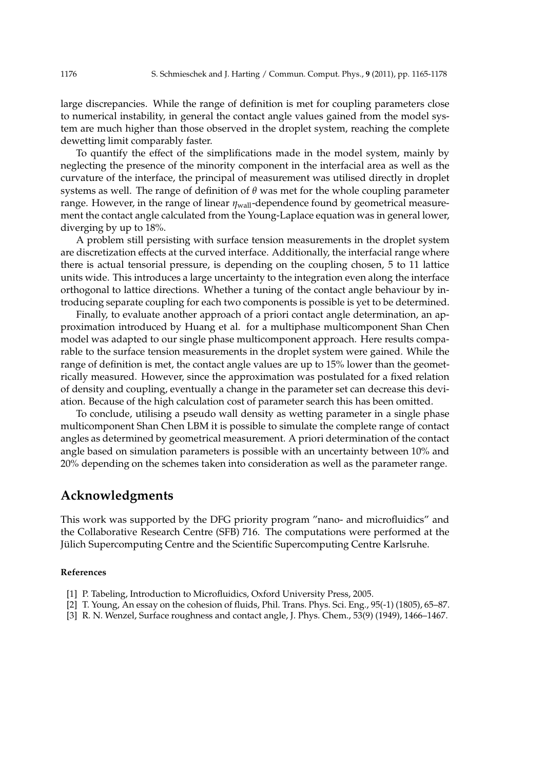large discrepancies. While the range of definition is met for coupling parameters close to numerical instability, in general the contact angle values gained from the model system are much higher than those observed in the droplet system, reaching the complete dewetting limit comparably faster.

To quantify the effect of the simplifications made in the model system, mainly by neglecting the presence of the minority component in the interfacial area as well as the curvature of the interface, the principal of measurement was utilised directly in droplet systems as well. The range of definition of $\theta$ was met for the whole coupling parameter range. However, in the range of linear $\eta_{\text{wall}}$-dependence found by geometrical measurement the contact angle calculated from the Young-Laplace equation was in general lower, diverging by up to 18%.

A problem still persisting with surface tension measurements in the droplet system are discretization effects at the curved interface. Additionally, the interfacial range where there is actual tensorial pressure, is depending on the coupling chosen, 5 to 11 lattice units wide. This introduces a large uncertainty to the integration even along the interface orthogonal to lattice directions. Whether a tuning of the contact angle behaviour by introducing separate coupling for each two components is possible is yet to be determined.

Finally, to evaluate another approach of a priori contact angle determination, an approximation introduced by Huang et al. for a multiphase multicomponent Shan Chen model was adapted to our single phase multicomponent approach. Here results comparable to the surface tension measurements in the droplet system were gained. While the range of definition is met, the contact angle values are up to 15% lower than the geometrically measured. However, since the approximation was postulated for a fixed relation of density and coupling, eventually a change in the parameter set can decrease this deviation. Because of the high calculation cost of parameter search this has been omitted.

To conclude, utilising a pseudo wall density as wetting parameter in a single phase multicomponent Shan Chen LBM it is possible to simulate the complete range of contact angles as determined by geometrical measurement. A priori determination of the contact angle based on simulation parameters is possible with an uncertainty between 10% and 20% depending on the schemes taken into consideration as well as the parameter range.

## Acknowledgments

This work was supported by the DFG priority program "nano- and microfluidics" and the Collaborative Research Centre (SFB) 716. The computations were performed at the Jülich Supercomputing Centre and the Scientific Supercomputing Centre Karlsruhe.

#### References

[1] P. Tabeling, Introduction to Microfluidics, Oxford University Press, 2005.

[2] T. Young, An essay on the cohesion of fluids, Phil. Trans. Phys. Sci. Eng., 95(-1) (1805), 65–87.

[3] R. N. Wenzel, Surface roughness and contact angle, J. Phys. Chem., 53(9) (1949), 1466–1467.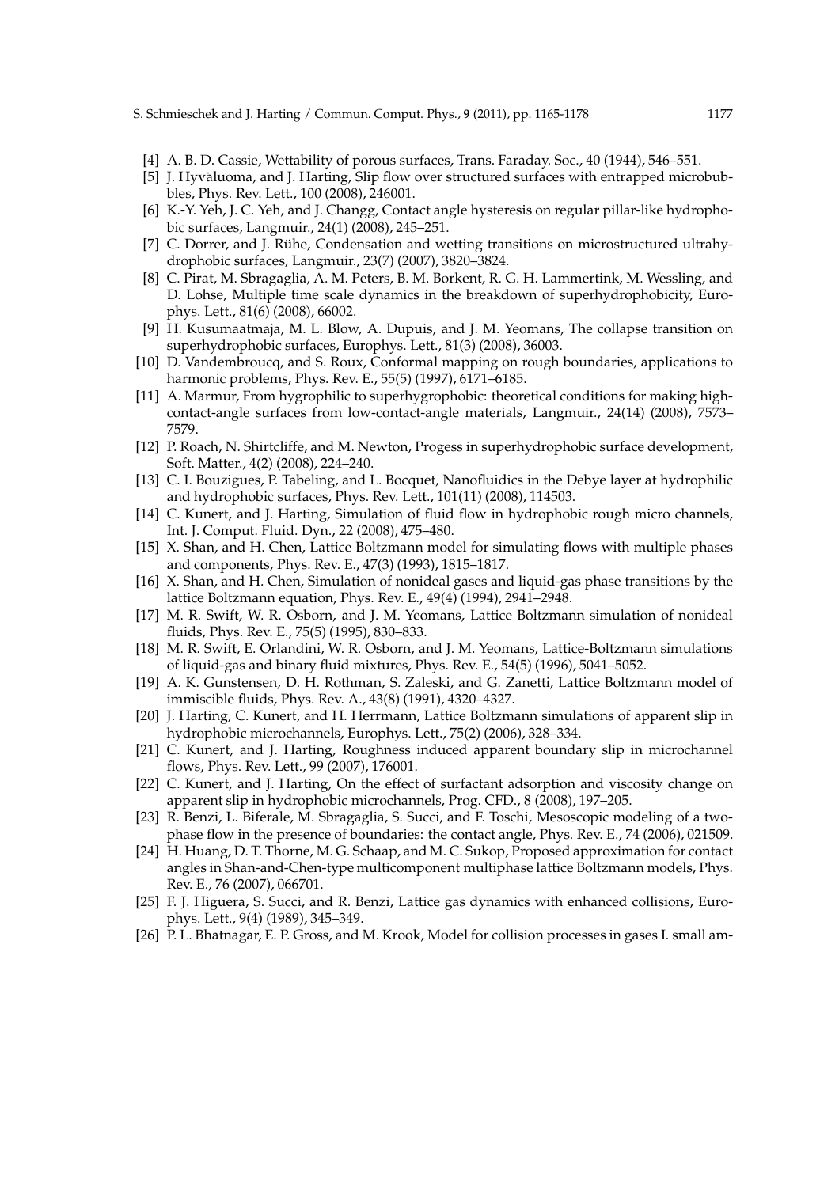[4] A. B. D. Cassie, Wettability of porous surfaces, Trans. Faraday. Soc., 40 (1944), 546–551.

[5] J. Hyväluoma, and J. Harting, Slip flow over structured surfaces with entrapped microbubbles, Phys. Rev. Lett., 100 (2008), 246001.

[6] K.-Y. Yeh, J. C. Yeh, and J. Changg, Contact angle hysteresis on regular pillar-like hydrophobic surfaces, Langmuir., 24(1) (2008), 245–251.

[7] C. Dorrer, and J. Rühe, Condensation and wetting transitions on microstructured ultrahydrophobic surfaces, Langmuir., 23(7) (2007), 3820–3824.

[8] C. Pirat, M. Sbragaglia, A. M. Peters, B. M. Borkent, R. G. H. Lammertink, M. Wessling, and D. Lohse, Multiple time scale dynamics in the breakdown of superhydrophobicity, Europhys. Lett., 81(6) (2008), 66002.

[9] H. Kusumaatmaja, M. L. Blow, A. Dupuis, and J. M. Yeomans, The collapse transition on superhydrophobic surfaces, Europhys. Lett., 81(3) (2008), 36003.

[10] D. Vandembroucq, and S. Roux, Conformal mapping on rough boundaries, applications to harmonic problems, Phys. Rev. E., 55(5) (1997), 6171–6185.

[11] A. Marmur, From hygrophilic to superhygrophobic: theoretical conditions for making high-contact-angle surfaces from low-contact-angle materials, Langmuir., 24(14) (2008), 7573–7579.

[12] P. Roach, N. Shirtcliffe, and M. Newton, Progess in superhydrophobic surface development, Soft. Matter., 4(2) (2008), 224–240.

[13] C. I. Bouzigues, P. Tabeling, and L. Bocquet, Nanofluidics in the Debye layer at hydrophilic and hydrophobic surfaces, Phys. Rev. Lett., 101(11) (2008), 114503.

[14] C. Kunert, and J. Harting, Simulation of fluid flow in hydrophobic rough micro channels, Int. J. Comput. Fluid. Dyn., 22 (2008), 475–480.

[15] X. Shan, and H. Chen, Lattice Boltzmann model for simulating flows with multiple phases and components, Phys. Rev. E., 47(3) (1993), 1815–1817.

[16] X. Shan, and H. Chen, Simulation of nonideal gases and liquid-gas phase transitions by the lattice Boltzmann equation, Phys. Rev. E., 49(4) (1994), 2941–2948.

[17] M. R. Swift, W. R. Osborn, and J. M. Yeomans, Lattice Boltzmann simulation of nonideal fluids, Phys. Rev. E., 75(5) (1995), 830–833.

[18] M. R. Swift, E. Orlandini, W. R. Osborn, and J. M. Yeomans, Lattice-Boltzmann simulations of liquid-gas and binary fluid mixtures, Phys. Rev. E., 54(5) (1996), 5041–5052.

[19] A. K. Gunstensen, D. H. Rothman, S. Zaleski, and G. Zanetti, Lattice Boltzmann model of immiscible fluids, Phys. Rev. A., 43(8) (1991), 4320–4327.

[20] J. Harting, C. Kunert, and H. Herrmann, Lattice Boltzmann simulations of apparent slip in hydrophobic microchannels, Europhys. Lett., 75(2) (2006), 328–334.

[21] C. Kunert, and J. Harting, Roughness induced apparent boundary slip in microchannel flows, Phys. Rev. Lett., 99 (2007), 176001.

[22] C. Kunert, and J. Harting, On the effect of surfactant adsorption and viscosity change on apparent slip in hydrophobic microchannels, Prog. CFD., 8 (2008), 197–205.

[23] R. Benzi, L. Biferale, M. Sbragaglia, S. Succi, and F. Toschi, Mesoscopic modeling of a two-phase flow in the presence of boundaries: the contact angle, Phys. Rev. E., 74 (2006), 021509.

[24] H. Huang, D. T. Thorne, M. G. Schaap, and M. C. Sukop, Proposed approximation for contact angles in Shan-and-Chen-type multicomponent multiphase lattice Boltzmann models, Phys. Rev. E., 76 (2007), 066701.

[25] F. J. Higuera, S. Succi, and R. Benzi, Lattice gas dynamics with enhanced collisions, Europhys. Lett., 9(4) (1989), 345–349.

[26] P. L. Bhatnagar, E. P. Gross, and M. Krook, Model for collision processes in gases I. small am-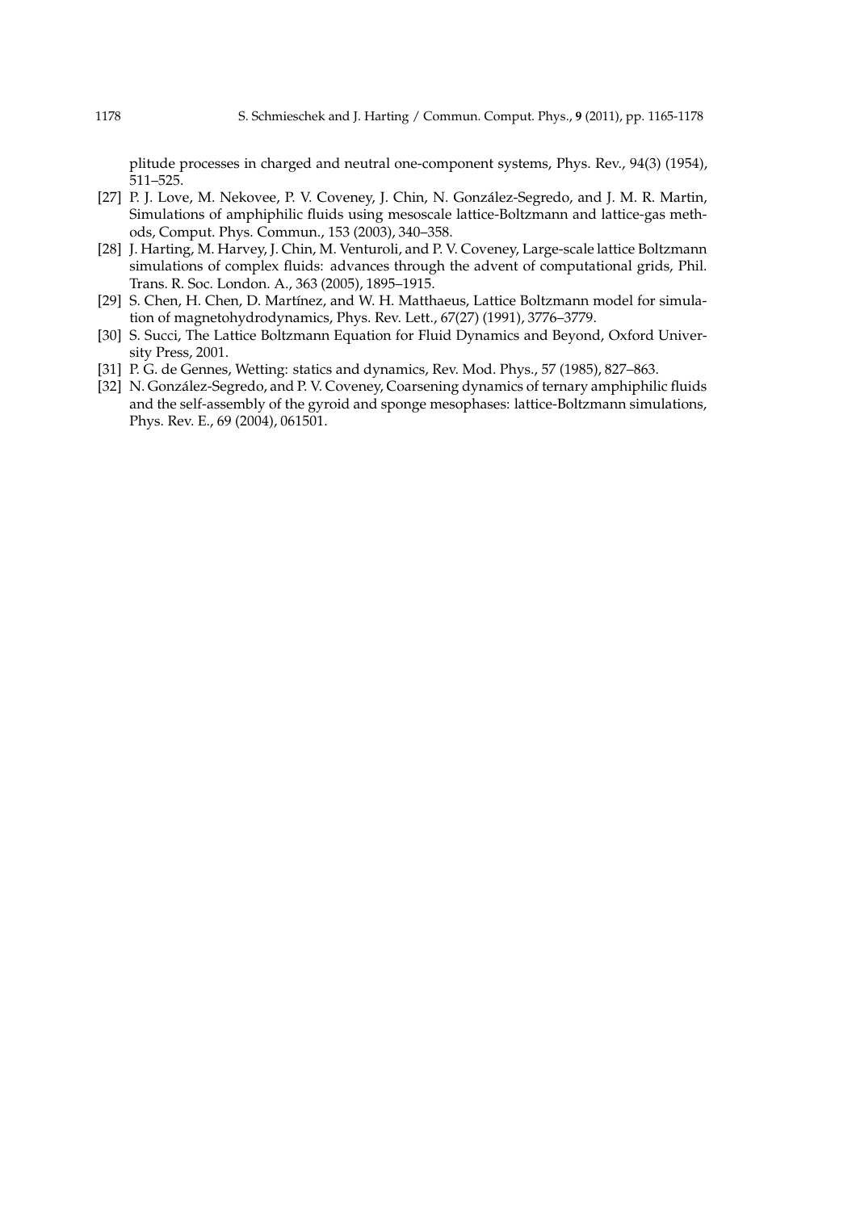plitude processes in charged and neutral one-component systems, Phys. Rev., 94(3) (1954), 511–525.

[27] P. J. Love, M. Nekovee, P. V. Coveney, J. Chin, N. González-Segredo, and J. M. R. Martin, Simulations of amphiphilic fluids using mesoscale lattice-Boltzmann and lattice-gas methods, Comput. Phys. Commun., 153 (2003), 340–358.

[28] J. Harting, M. Harvey, J. Chin, M. Venturoli, and P. V. Coveney, Large-scale lattice Boltzmann simulations of complex fluids: advances through the advent of computational grids, Phil. Trans. R. Soc. London. A., 363 (2005), 1895–1915.

[29] S. Chen, H. Chen, D. Martínez, and W. H. Matthaeus, Lattice Boltzmann model for simulation of magnetohydrodynamics, Phys. Rev. Lett., 67(27) (1991), 3776–3779.

[30] S. Succi, The Lattice Boltzmann Equation for Fluid Dynamics and Beyond, Oxford University Press, 2001.

[31] P. G. de Gennes, Wetting: statics and dynamics, Rev. Mod. Phys., 57 (1985), 827–863.

[32] N. González-Segredo, and P. V. Coveney, Coarsening dynamics of ternary amphiphilic fluids and the self-assembly of the gyroid and sponge mesophases: lattice-Boltzmann simulations, Phys. Rev. E., 69 (2004), 061501.